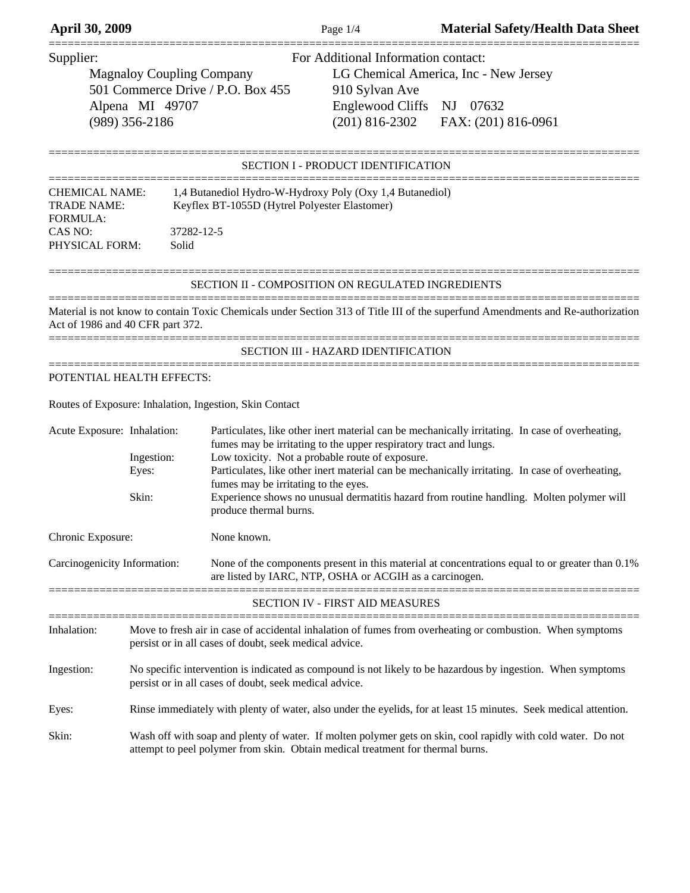**April 30, 2009** **Material Safety/Health Data Sheet**

Supplier:

Magnaloy Coupling Company
501 Commerce Drive / P.O. Box 455
Alpena MI 49707
(989) 356-2186

For Additional Information contact:

LG Chemical America, Inc - New Jersey
910 Sylvan Ave
Englewood Cliffs NJ 07632
(201) 816-2302 FAX: (201) 816-0961

## SECTION I - PRODUCT IDENTIFICATION

CHEMICAL NAME: 1,4 Butanediol Hydro-W-Hydroxy Poly (Oxy 1,4 Butanediol)
TRADE NAME: Keyflex BT-1055D (Hytrel Polyester Elastomer)
FORMULA:
CAS NO: 37282-12-5
PHYSICAL FORM: Solid

## SECTION II - COMPOSITION ON REGULATED INGREDIENTS

Material is not know to contain Toxic Chemicals under Section 313 of Title III of the superfund Amendments and Re-authorization Act of 1986 and 40 CFR part 372.

## SECTION III - HAZARD IDENTIFICATION

POTENTIAL HEALTH EFFECTS:

Routes of Exposure: Inhalation, Ingestion, Skin Contact

Acute Exposure:

- Inhalation: Particulates, like other inert material can be mechanically irritating. In case of overheating, fumes may be irritating to the upper respiratory tract and lungs.
- Ingestion: Low toxicity. Not a probable route of exposure.
- Eyes: Particulates, like other inert material can be mechanically irritating. In case of overheating, fumes may be irritating to the eyes.
- Skin: Experience shows no unusual dermatitis hazard from routine handling. Molten polymer will produce thermal burns.

Chronic Exposure: None known.

Carcinogenicity Information: None of the components present in this material at concentrations equal to or greater than 0.1% are listed by IARC, NTP, OSHA or ACGIH as a carcinogen.

## SECTION IV - FIRST AID MEASURES

Inhalation: Move to fresh air in case of accidental inhalation of fumes from overheating or combustion. When symptoms persist or in all cases of doubt, seek medical advice.

Ingestion: No specific intervention is indicated as compound is not likely to be hazardous by ingestion. When symptoms persist or in all cases of doubt, seek medical advice.

Eyes: Rinse immediately with plenty of water, also under the eyelids, for at least 15 minutes. Seek medical attention.

Skin: Wash off with soap and plenty of water. If molten polymer gets on skin, cool rapidly with cold water. Do not attempt to peel polymer from skin. Obtain medical treatment for thermal burns.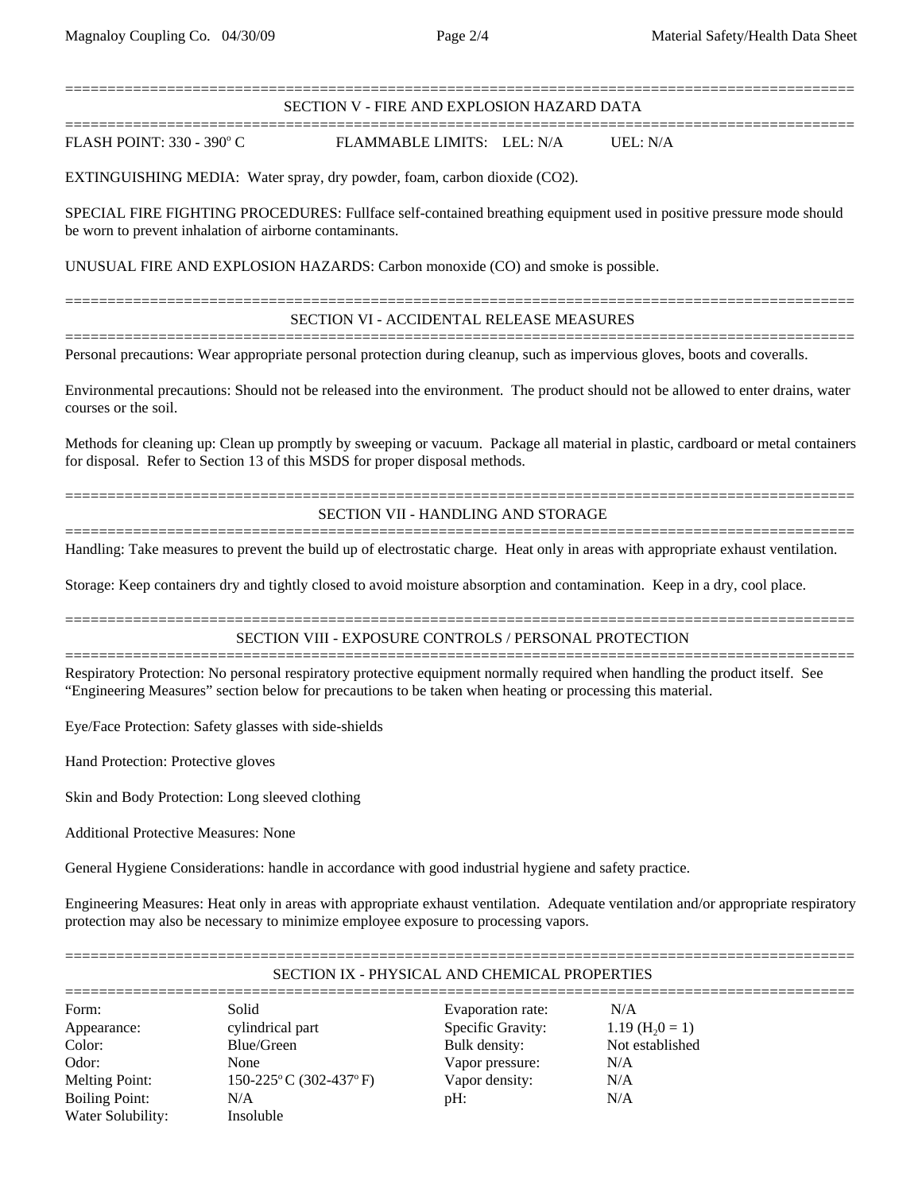## SECTION V - FIRE AND EXPLOSION HAZARD DATA

FLASH POINT: 330 - 390$^o$ C FLAMMABLE LIMITS: LEL: N/A UEL: N/A

EXTINGUISHING MEDIA: Water spray, dry powder, foam, carbon dioxide ($CO_2$).

SPECIAL FIRE FIGHTING PROCEDURES: Fullface self-contained breathing equipment used in positive pressure mode should be worn to prevent inhalation of airborne contaminants.

UNUSUAL FIRE AND EXPLOSION HAZARDS: Carbon monoxide (CO) and smoke is possible.

## SECTION VI - ACCIDENTAL RELEASE MEASURES

Personal precautions: Wear appropriate personal protection during cleanup, such as impervious gloves, boots and coveralls.

Environmental precautions: Should not be released into the environment. The product should not be allowed to enter drains, water courses or the soil.

Methods for cleaning up: Clean up promptly by sweeping or vacuum. Package all material in plastic, cardboard or metal containers for disposal. Refer to Section 13 of this MSDS for proper disposal methods.

## SECTION VII - HANDLING AND STORAGE

Handling: Take measures to prevent the build up of electrostatic charge. Heat only in areas with appropriate exhaust ventilation.

Storage: Keep containers dry and tightly closed to avoid moisture absorption and contamination. Keep in a dry, cool place.

## SECTION VIII - EXPOSURE CONTROLS / PERSONAL PROTECTION

Respiratory Protection: No personal respiratory protective equipment normally required when handling the product itself. See "Engineering Measures" section below for precautions to be taken when heating or processing this material.

Eye/Face Protection: Safety glasses with side-shields

Hand Protection: Protective gloves

Skin and Body Protection: Long sleeved clothing

Additional Protective Measures: None

General Hygiene Considerations: handle in accordance with good industrial hygiene and safety practice.

Engineering Measures: Heat only in areas with appropriate exhaust ventilation. Adequate ventilation and/or appropriate respiratory protection may also be necessary to minimize employee exposure to processing vapors.

## SECTION IX - PHYSICAL AND CHEMICAL PROPERTIES

| | | | |
|---|---|---|---|
| Form: | Solid | Evaporation rate: | N/A |
| Appearance: | cylindrical part | Specific Gravity: | 1.19 ($H_20 = 1$) |
| Color: | Blue/Green | Bulk density: | Not established |
| Odor: | None | Vapor pressure: | N/A |
| Melting Point: | 150-225$^o$ C (302-437$^o$ F) | Vapor density: | N/A |
| Boiling Point: | N/A | pH: | N/A |
| Water Solubility: | Insoluble | | |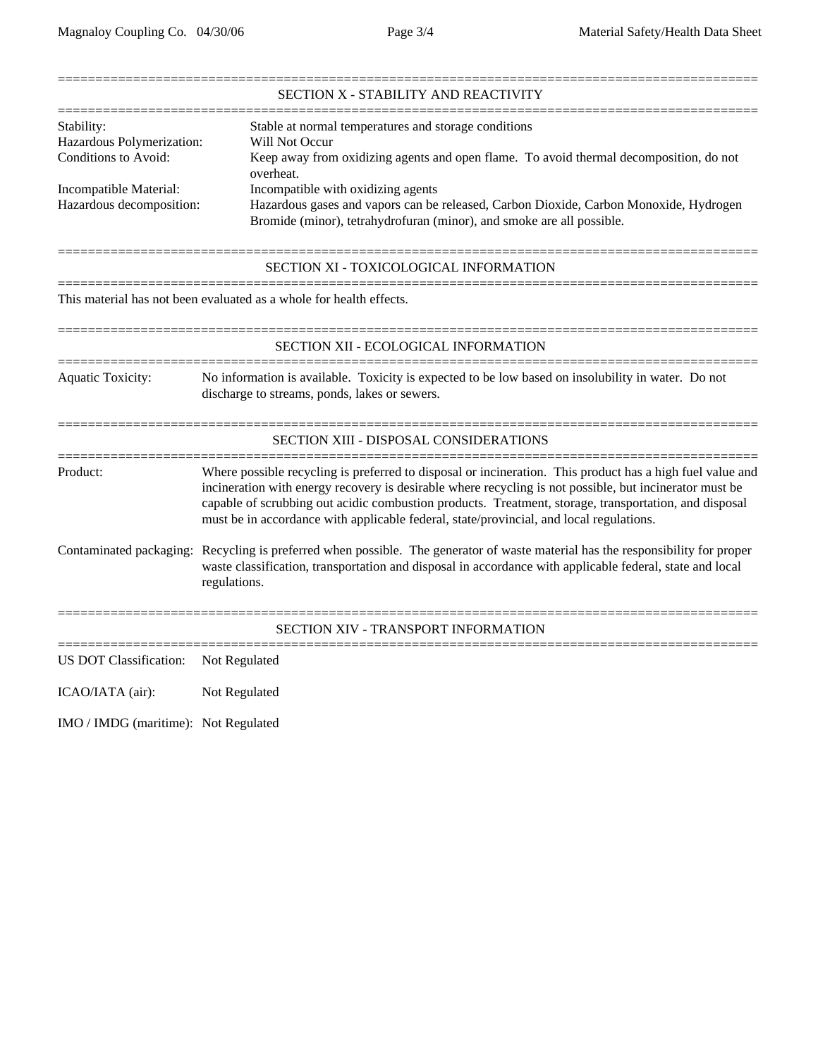## SECTION X - STABILITY AND REACTIVITY

| | |
|---|---|
| Stability: | Stable at normal temperatures and storage conditions |
| Hazardous Polymerization: | Will Not Occur |
| Conditions to Avoid: | Keep away from oxidizing agents and open flame. To avoid thermal decomposition, do not overheat. |
| Incompatible Material: | Incompatible with oxidizing agents |
| Hazardous decomposition: | Hazardous gases and vapors can be released, Carbon Dioxide, Carbon Monoxide, Hydrogen Bromide (minor), tetrahydrofuran (minor), and smoke are all possible. |

## SECTION XI - TOXICOLOGICAL INFORMATION

This material has not been evaluated as a whole for health effects.

## SECTION XII - ECOLOGICAL INFORMATION

Aquatic Toxicity: No information is available. Toxicity is expected to be low based on insolubility in water. Do not discharge to streams, ponds, lakes or sewers.

## SECTION XIII - DISPOSAL CONSIDERATIONS

Product: Where possible recycling is preferred to disposal or incineration. This product has a high fuel value and incineration with energy recovery is desirable where recycling is not possible, but incinerator must be capable of scrubbing out acidic combustion products. Treatment, storage, transportation, and disposal must be in accordance with applicable federal, state/provincial, and local regulations.

Contaminated packaging: Recycling is preferred when possible. The generator of waste material has the responsibility for proper waste classification, transportation and disposal in accordance with applicable federal, state and local regulations.

## SECTION XIV - TRANSPORT INFORMATION

US DOT Classification: Not Regulated

ICAO/IATA (air): Not Regulated

IMO / IMDG (maritime): Not Regulated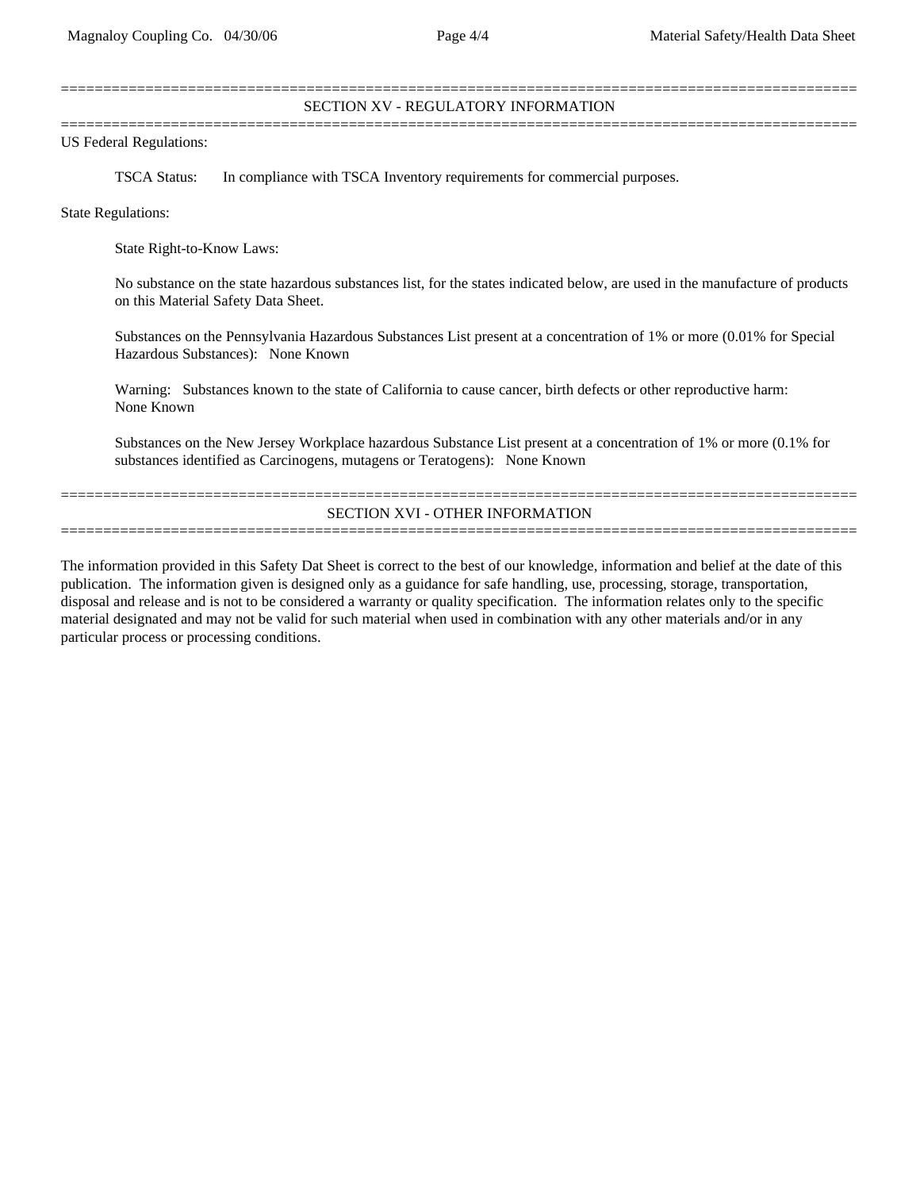## SECTION XV - REGULATORY INFORMATION

US Federal Regulations:

TSCA Status: In compliance with TSCA Inventory requirements for commercial purposes.

State Regulations:

State Right-to-Know Laws:

No substance on the state hazardous substances list, for the states indicated below, are used in the manufacture of products on this Material Safety Data Sheet.

Substances on the Pennsylvania Hazardous Substances List present at a concentration of 1% or more (0.01% for Special Hazardous Substances): None Known

Warning: Substances known to the state of California to cause cancer, birth defects or other reproductive harm: None Known

Substances on the New Jersey Workplace hazardous Substance List present at a concentration of 1% or more (0.1% for substances identified as Carcinogens, mutagens or Teratogens): None Known

## SECTION XVI - OTHER INFORMATION

The information provided in this Safety Dat Sheet is correct to the best of our knowledge, information and belief at the date of this publication. The information given is designed only as a guidance for safe handling, use, processing, storage, transportation, disposal and release and is not to be considered a warranty or quality specification. The information relates only to the specific material designated and may not be valid for such material when used in combination with any other materials and/or in any particular process or processing conditions.